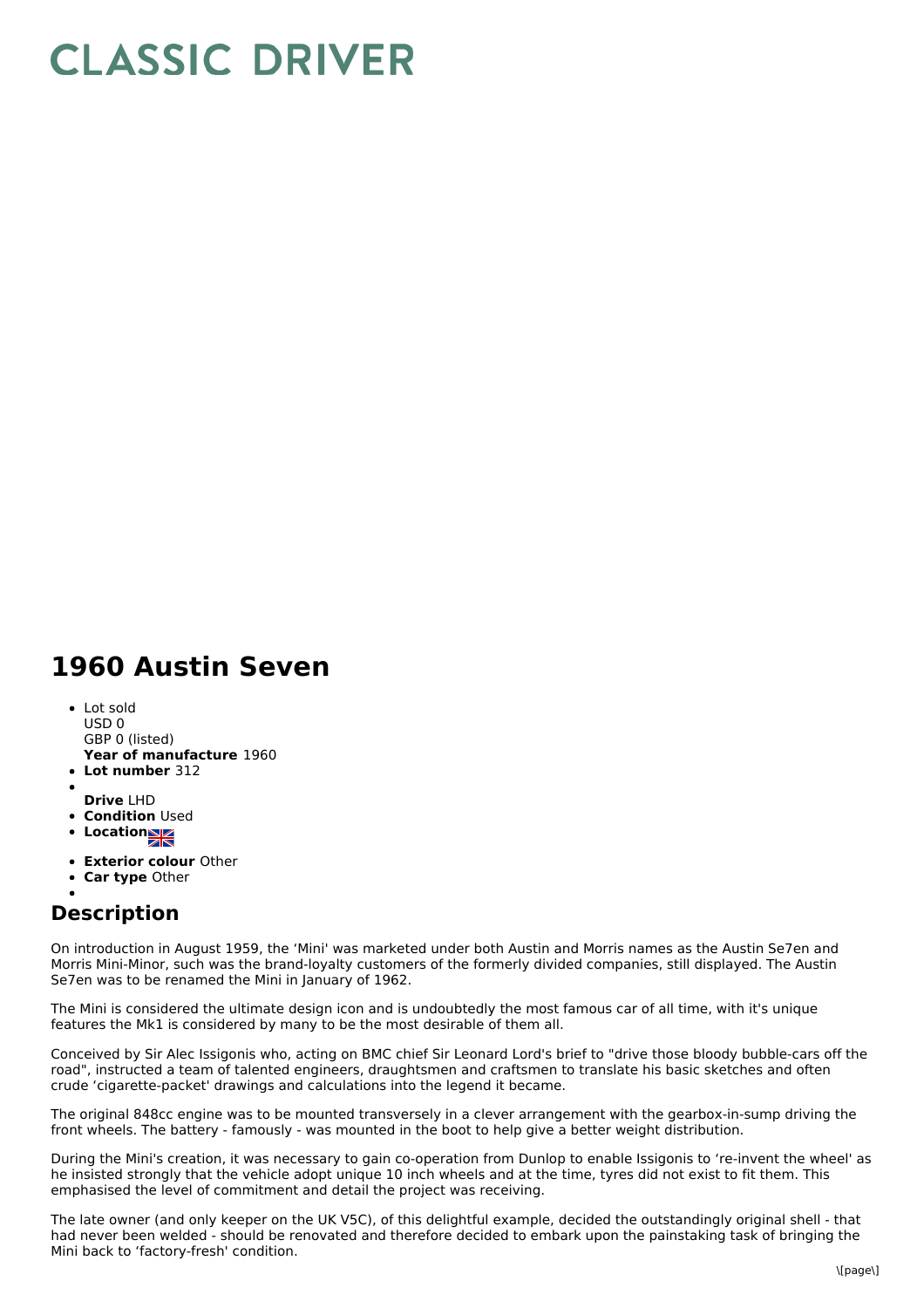# CLASSIC DRIVER

## 1960 Austin Seven

- Lot sold
  USD 0
  GBP 0 (listed)
  **Year of manufacture** 1960
- **Lot number** 312
- 
  **Drive** LHD
- **Condition** Used
- **Location**
- **Exterior colour** Other
- **Car type** Other
- 

## Description

On introduction in August 1959, the 'Mini' was marketed under both Austin and Morris names as the Austin Se7en and Morris Mini-Minor, such was the brand-loyalty customers of the formerly divided companies, still displayed. The Austin Se7en was to be renamed the Mini in January of 1962.

The Mini is considered the ultimate design icon and is undoubtedly the most famous car of all time, with it's unique features the Mk1 is considered by many to be the most desirable of them all.

Conceived by Sir Alec Issigonis who, acting on BMC chief Sir Leonard Lord's brief to "drive those bloody bubble-cars off the road", instructed a team of talented engineers, draughtsmen and craftsmen to translate his basic sketches and often crude 'cigarette-packet' drawings and calculations into the legend it became.

The original 848cc engine was to be mounted transversely in a clever arrangement with the gearbox-in-sump driving the front wheels. The battery - famously - was mounted in the boot to help give a better weight distribution.

During the Mini's creation, it was necessary to gain co-operation from Dunlop to enable Issigonis to 're-invent the wheel' as he insisted strongly that the vehicle adopt unique 10 inch wheels and at the time, tyres did not exist to fit them. This emphasised the level of commitment and detail the project was receiving.

The late owner (and only keeper on the UK V5C), of this delightful example, decided the outstandingly original shell - that had never been welded - should be renovated and therefore decided to embark upon the painstaking task of bringing the Mini back to 'factory-fresh' condition.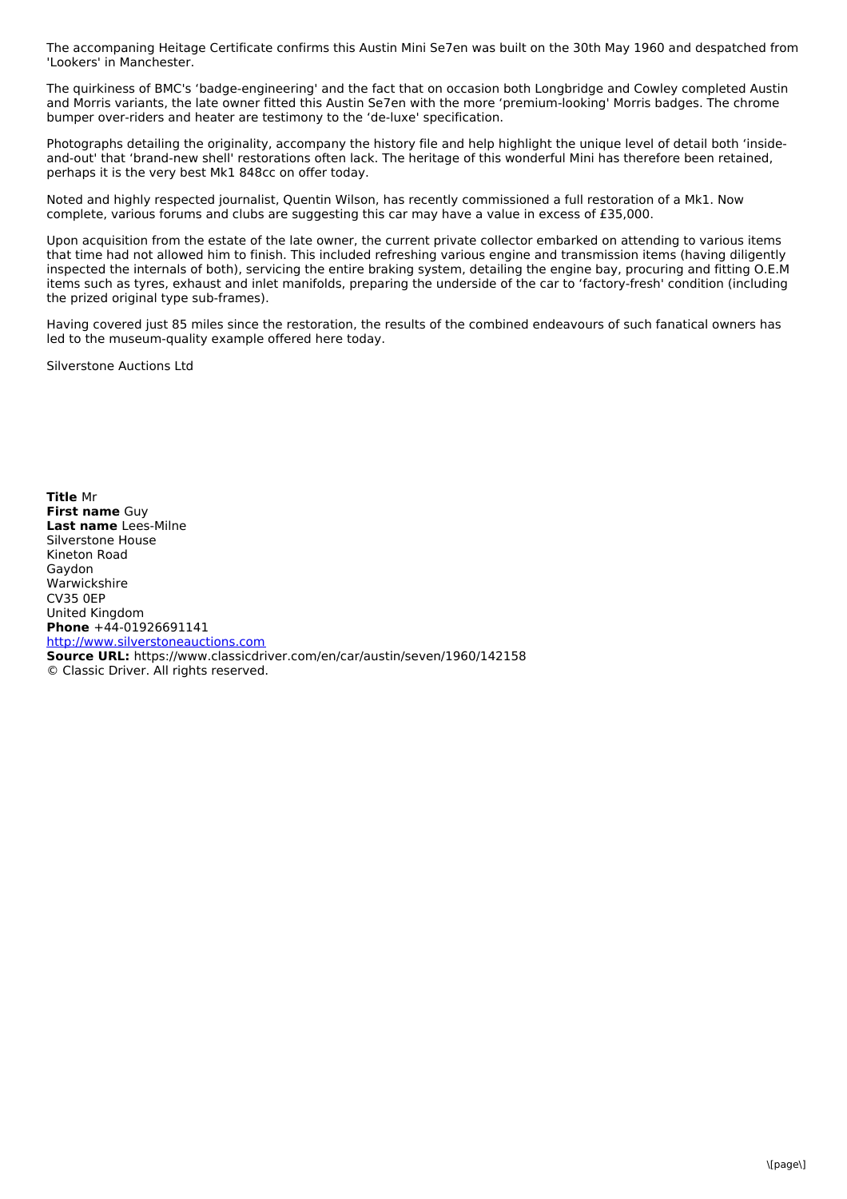The accompaning Heitage Certificate confirms this Austin Mini Se7en was built on the 30th May 1960 and despatched from 'Lookers' in Manchester.

The quirkiness of BMC's 'badge-engineering' and the fact that on occasion both Longbridge and Cowley completed Austin and Morris variants, the late owner fitted this Austin Se7en with the more 'premium-looking' Morris badges. The chrome bumper over-riders and heater are testimony to the 'de-luxe' specification.

Photographs detailing the originality, accompany the history file and help highlight the unique level of detail both 'inside-and-out' that 'brand-new shell' restorations often lack. The heritage of this wonderful Mini has therefore been retained, perhaps it is the very best Mk1 848cc on offer today.

Noted and highly respected journalist, Quentin Wilson, has recently commissioned a full restoration of a Mk1. Now complete, various forums and clubs are suggesting this car may have a value in excess of £35,000.

Upon acquisition from the estate of the late owner, the current private collector embarked on attending to various items that time had not allowed him to finish. This included refreshing various engine and transmission items (having diligently inspected the internals of both), servicing the entire braking system, detailing the engine bay, procuring and fitting O.E.M items such as tyres, exhaust and inlet manifolds, preparing the underside of the car to 'factory-fresh' condition (including the prized original type sub-frames).

Having covered just 85 miles since the restoration, the results of the combined endeavours of such fanatical owners has led to the museum-quality example offered here today.

Silverstone Auctions Ltd

**Title** Mr
**First name** Guy
**Last name** Lees-Milne
Silverstone House
Kineton Road
Gaydon
Warwickshire
CV35 0EP
United Kingdom
**Phone** +44-01926691141
http://www.silverstoneauctions.com
**Source URL:** https://www.classicdriver.com/en/car/austin/seven/1960/142158
© Classic Driver. All rights reserved.